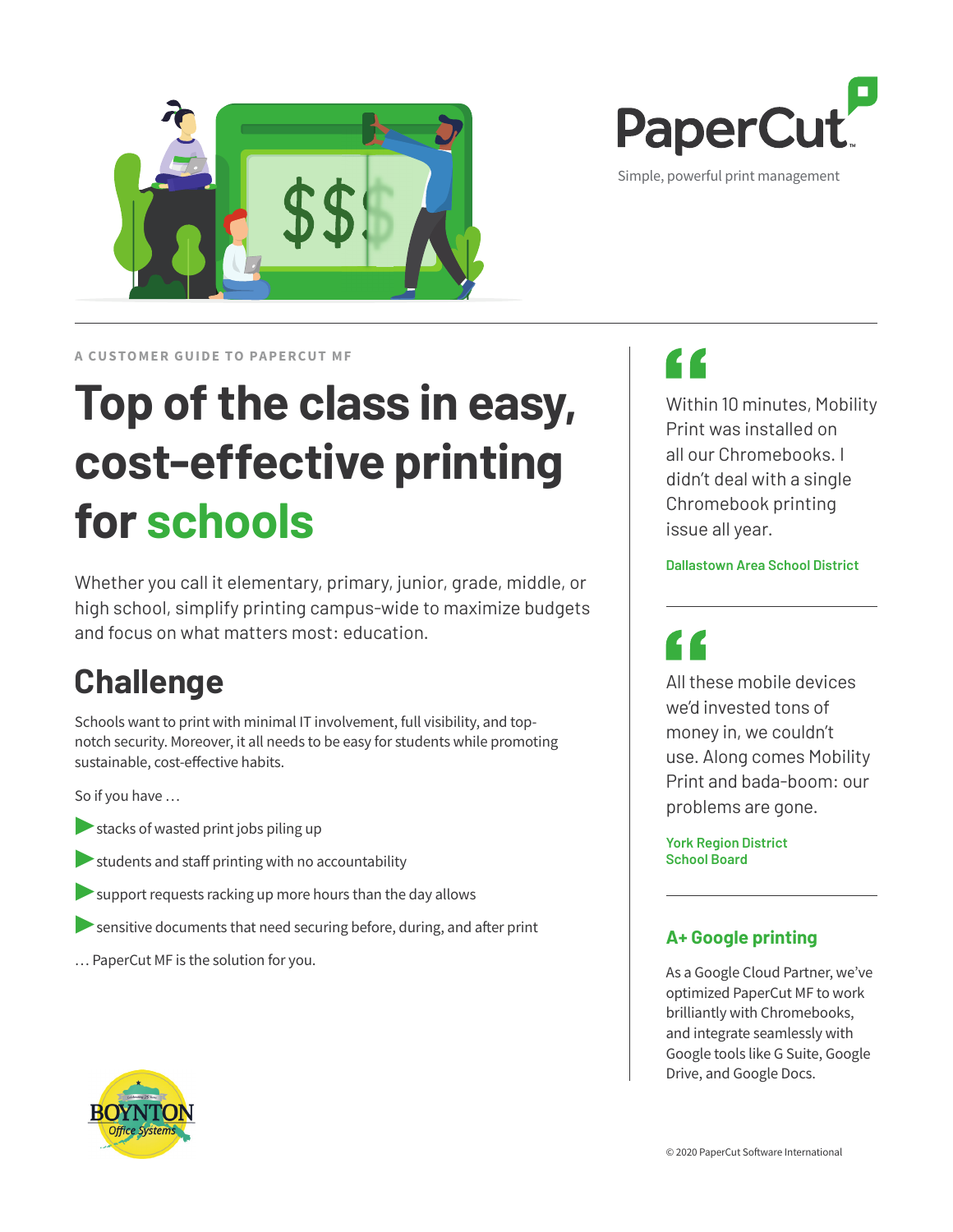PaperCut

Simple, powerful print management

A CUSTOMER GUIDE TO PAPERCUT MF

# Top of the class in easy, cost-effective printing for schools

Whether you call it elementary, primary, junior, grade, middle, or high school, simplify printing campus-wide to maximize budgets and focus on what matters most: education.

## Challenge

Schools want to print with minimal IT involvement, full visibility, and top-notch security. Moreover, it all needs to be easy for students while promoting sustainable, cost-effective habits.

So if you have …

- stacks of wasted print jobs piling up
- students and staff printing with no accountability
- support requests racking up more hours than the day allows
- sensitive documents that need securing before, during, and after print

… PaperCut MF is the solution for you.

> Within 10 minutes, Mobility Print was installed on all our Chromebooks. I didn't deal with a single Chromebook printing issue all year.

**Dallastown Area School District**

> All these mobile devices we'd invested tons of money in, we couldn't use. Along comes Mobility Print and bada-boom: our problems are gone.

**York Region District School Board**

### A+ Google printing

As a Google Cloud Partner, we've optimized PaperCut MF to work brilliantly with Chromebooks, and integrate seamlessly with Google tools like G Suite, Google Drive, and Google Docs.

BOYNTON Office Systems

© 2020 PaperCut Software International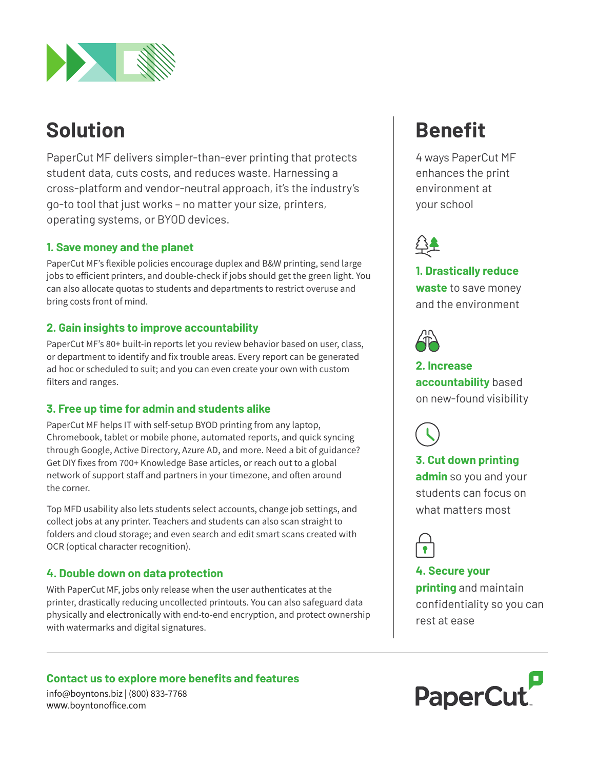## Solution

PaperCut MF delivers simpler-than-ever printing that protects student data, cuts costs, and reduces waste. Harnessing a cross-platform and vendor-neutral approach, it's the industry's go-to tool that just works – no matter your size, printers, operating systems, or BYOD devices.

### 1. Save money and the planet

PaperCut MF's flexible policies encourage duplex and B&W printing, send large jobs to efficient printers, and double-check if jobs should get the green light. You can also allocate quotas to students and departments to restrict overuse and bring costs front of mind.

### 2. Gain insights to improve accountability

PaperCut MF's 80+ built-in reports let you review behavior based on user, class, or department to identify and fix trouble areas. Every report can be generated ad hoc or scheduled to suit; and you can even create your own with custom filters and ranges.

### 3. Free up time for admin and students alike

PaperCut MF helps IT with self-setup BYOD printing from any laptop, Chromebook, tablet or mobile phone, automated reports, and quick syncing through Google, Active Directory, Azure AD, and more. Need a bit of guidance? Get DIY fixes from 700+ Knowledge Base articles, or reach out to a global network of support staff and partners in your timezone, and often around the corner.

Top MFD usability also lets students select accounts, change job settings, and collect jobs at any printer. Teachers and students can also scan straight to folders and cloud storage; and even search and edit smart scans created with OCR (optical character recognition).

### 4. Double down on data protection

With PaperCut MF, jobs only release when the user authenticates at the printer, drastically reducing uncollected printouts. You can also safeguard data physically and electronically with end-to-end encryption, and protect ownership with watermarks and digital signatures.

## Benefit

4 ways PaperCut MF enhances the print environment at your school

**1. Drastically reduce waste** to save money and the environment

**2. Increase accountability** based on new-found visibility

**3. Cut down printing admin** so you and your students can focus on what matters most

**4. Secure your printing** and maintain confidentiality so you can rest at ease

---

### Contact us to explore more benefits and features

info@boyntons.biz | (800) 833-7768
www.boyntonoffice.com

PaperCut